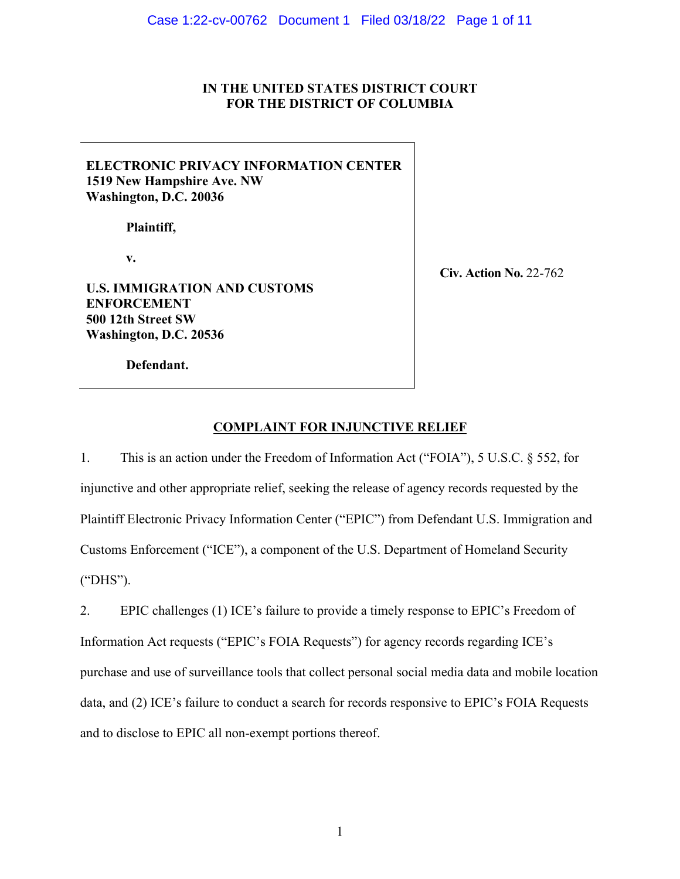**IN THE UNITED STATES DISTRICT COURT**
**FOR THE DISTRICT OF COLUMBIA**

| | |
|---|---|
| **ELECTRONIC PRIVACY INFORMATION CENTER**<br>**1519 New Hampshire Ave. NW**<br>**Washington, D.C. 20036**<br><br>**Plaintiff,**<br><br>**v.**<br><br>**U.S. IMMIGRATION AND CUSTOMS ENFORCEMENT**<br>**500 12th Street SW**<br>**Washington, D.C. 20536**<br><br>**Defendant.** | **Civ. Action No.** 22-762 |

## COMPLAINT FOR INJUNCTIVE RELIEF

1. This is an action under the Freedom of Information Act ("FOIA"), 5 U.S.C. § 552, for injunctive and other appropriate relief, seeking the release of agency records requested by the Plaintiff Electronic Privacy Information Center ("EPIC") from Defendant U.S. Immigration and Customs Enforcement ("ICE"), a component of the U.S. Department of Homeland Security ("DHS").

2. EPIC challenges (1) ICE's failure to provide a timely response to EPIC's Freedom of Information Act requests ("EPIC's FOIA Requests") for agency records regarding ICE's purchase and use of surveillance tools that collect personal social media data and mobile location data, and (2) ICE's failure to conduct a search for records responsive to EPIC's FOIA Requests and to disclose to EPIC all non-exempt portions thereof.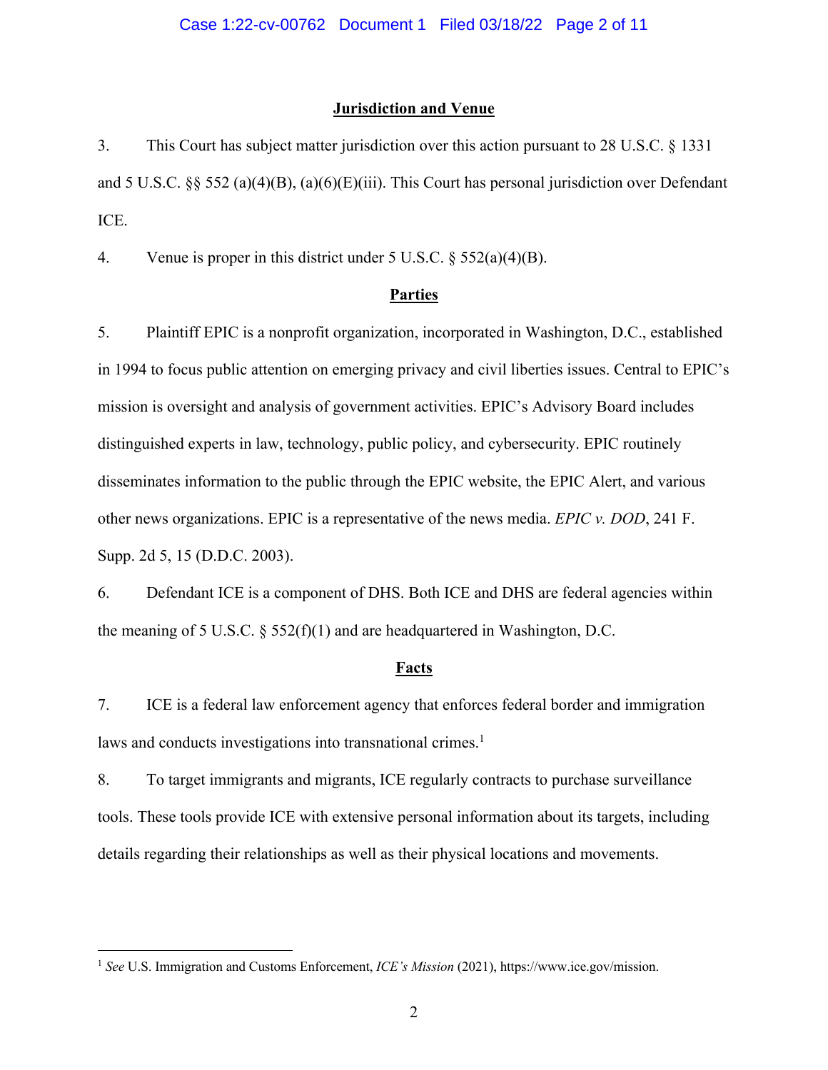## Jurisdiction and Venue

3. This Court has subject matter jurisdiction over this action pursuant to 28 U.S.C. § 1331 and 5 U.S.C. §§ 552 (a)(4)(B), (a)(6)(E)(iii). This Court has personal jurisdiction over Defendant ICE.

4. Venue is proper in this district under 5 U.S.C. § 552(a)(4)(B).

## Parties

5. Plaintiff EPIC is a nonprofit organization, incorporated in Washington, D.C., established in 1994 to focus public attention on emerging privacy and civil liberties issues. Central to EPIC's mission is oversight and analysis of government activities. EPIC's Advisory Board includes distinguished experts in law, technology, public policy, and cybersecurity. EPIC routinely disseminates information to the public through the EPIC website, the EPIC Alert, and various other news organizations. EPIC is a representative of the news media. *EPIC v. DOD*, 241 F. Supp. 2d 5, 15 (D.D.C. 2003).

6. Defendant ICE is a component of DHS. Both ICE and DHS are federal agencies within the meaning of 5 U.S.C. § 552(f)(1) and are headquartered in Washington, D.C.

## Facts

7. ICE is a federal law enforcement agency that enforces federal border and immigration laws and conducts investigations into transnational crimes.[1]

8. To target immigrants and migrants, ICE regularly contracts to purchase surveillance tools. These tools provide ICE with extensive personal information about its targets, including details regarding their relationships as well as their physical locations and movements.

---

[1] *See* U.S. Immigration and Customs Enforcement, *ICE's Mission* (2021), https://www.ice.gov/mission.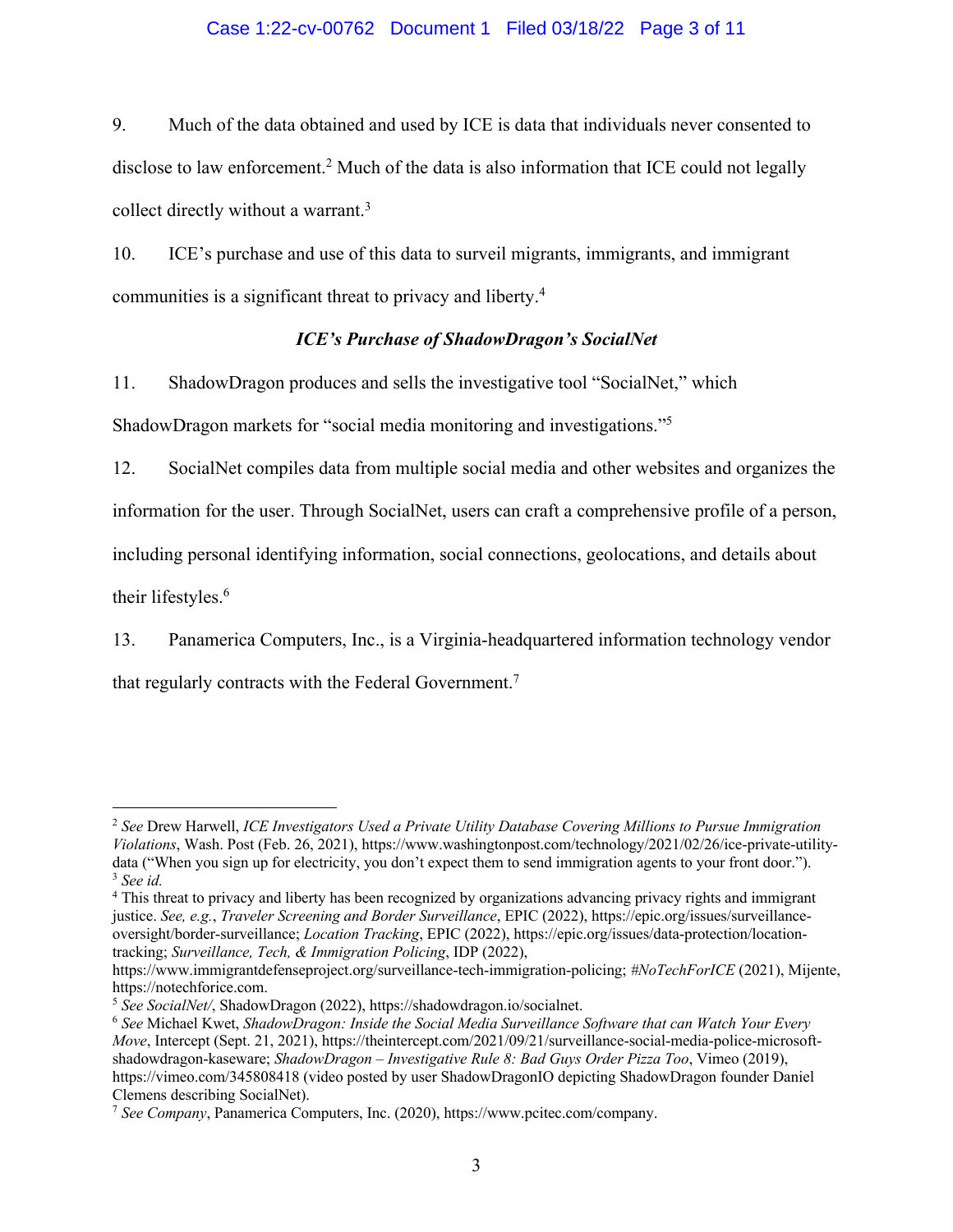9. Much of the data obtained and used by ICE is data that individuals never consented to disclose to law enforcement.[2] Much of the data is also information that ICE could not legally collect directly without a warrant.[3]

10. ICE's purchase and use of this data to surveil migrants, immigrants, and immigrant communities is a significant threat to privacy and liberty.[4]

### *ICE's Purchase of ShadowDragon's SocialNet*

11. ShadowDragon produces and sells the investigative tool "SocialNet," which ShadowDragon markets for "social media monitoring and investigations."[5]

12. SocialNet compiles data from multiple social media and other websites and organizes the information for the user. Through SocialNet, users can craft a comprehensive profile of a person, including personal identifying information, social connections, geolocations, and details about their lifestyles.[6]

13. Panamerica Computers, Inc., is a Virginia-headquartered information technology vendor that regularly contracts with the Federal Government.[7]

---

[2] *See* Drew Harwell, *ICE Investigators Used a Private Utility Database Covering Millions to Pursue Immigration Violations*, Wash. Post (Feb. 26, 2021), https://www.washingtonpost.com/technology/2021/02/26/ice-private-utility-data ("When you sign up for electricity, you don't expect them to send immigration agents to your front door.").

[3] *See id.*

[4] This threat to privacy and liberty has been recognized by organizations advancing privacy rights and immigrant justice. *See, e.g.*, *Traveler Screening and Border Surveillance*, EPIC (2022), https://epic.org/issues/surveillance-oversight/border-surveillance; *Location Tracking*, EPIC (2022), https://epic.org/issues/data-protection/location-tracking; *Surveillance, Tech, & Immigration Policing*, IDP (2022), https://www.immigrantdefenseproject.org/surveillance-tech-immigration-policing; *#NoTechForICE* (2021), Mijente, https://notechforice.com.

[5] *See SocialNet/*, ShadowDragon (2022), https://shadowdragon.io/socialnet.

[6] *See* Michael Kwet, *ShadowDragon: Inside the Social Media Surveillance Software that can Watch Your Every Move*, Intercept (Sept. 21, 2021), https://theintercept.com/2021/09/21/surveillance-social-media-police-microsoft-shadowdragon-kaseware; *ShadowDragon – Investigative Rule 8: Bad Guys Order Pizza Too*, Vimeo (2019), https://vimeo.com/345808418 (video posted by user ShadowDragonIO depicting ShadowDragon founder Daniel Clemens describing SocialNet).

[7] *See Company*, Panamerica Computers, Inc. (2020), https://www.pcitec.com/company.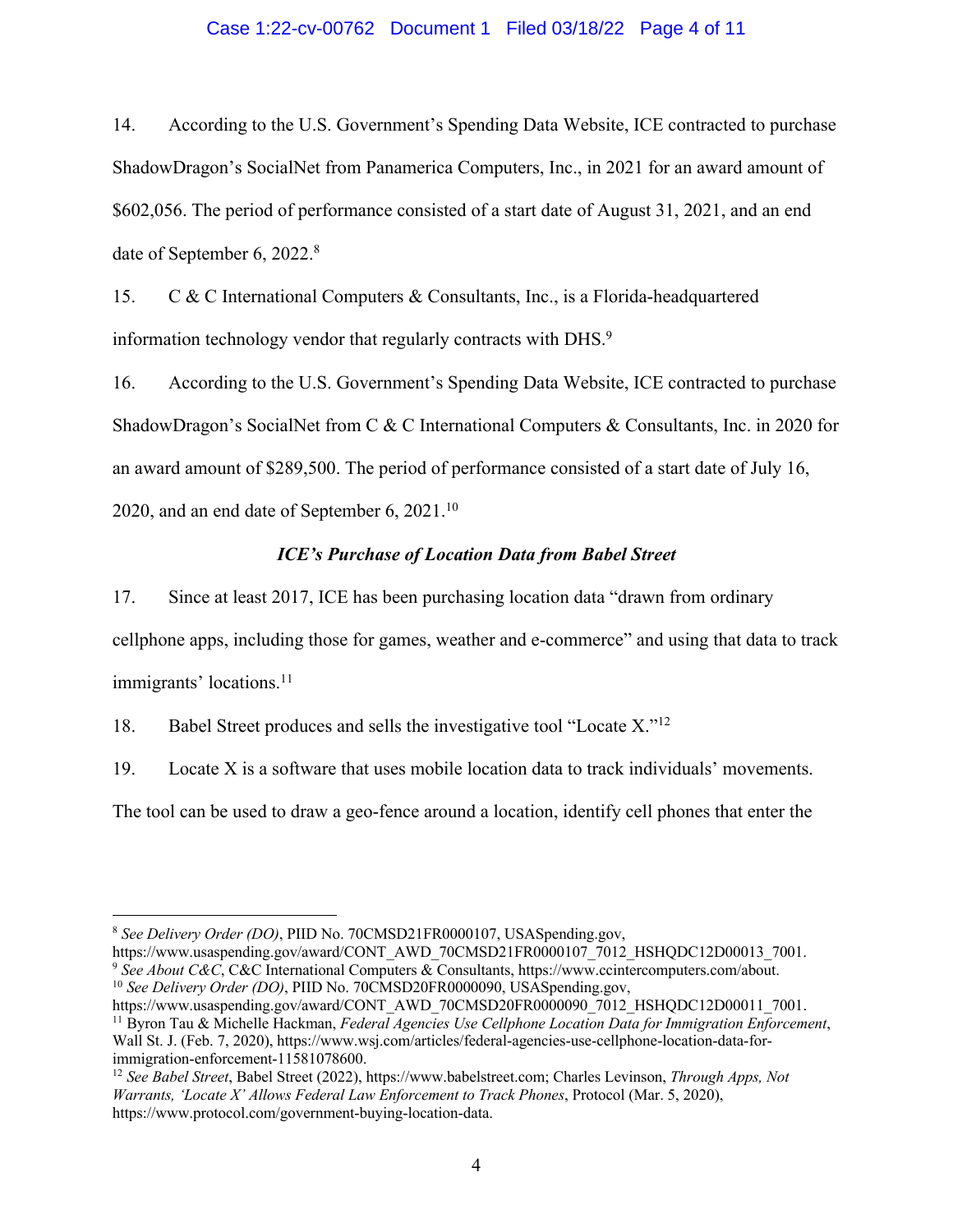14. According to the U.S. Government's Spending Data Website, ICE contracted to purchase ShadowDragon's SocialNet from Panamerica Computers, Inc., in 2021 for an award amount of $602,056. The period of performance consisted of a start date of August 31, 2021, and an end date of September 6, 2022.[8]

15. C & C International Computers & Consultants, Inc., is a Florida-headquartered information technology vendor that regularly contracts with DHS.[9]

16. According to the U.S. Government's Spending Data Website, ICE contracted to purchase ShadowDragon's SocialNet from C & C International Computers & Consultants, Inc. in 2020 for an award amount of $289,500. The period of performance consisted of a start date of July 16, 2020, and an end date of September 6, 2021.[10]

### *ICE's Purchase of Location Data from Babel Street*

17. Since at least 2017, ICE has been purchasing location data "drawn from ordinary cellphone apps, including those for games, weather and e-commerce" and using that data to track immigrants' locations.[11]

18. Babel Street produces and sells the investigative tool "Locate X."[12]

19. Locate X is a software that uses mobile location data to track individuals' movements. The tool can be used to draw a geo-fence around a location, identify cell phones that enter the

---

[8] *See Delivery Order (DO)*, PIID No. 70CMSD21FR0000107, USASpending.gov, https://www.usaspending.gov/award/CONT_AWD_70CMSD21FR0000107_7012_HSHQDC12D00013_7001.

[9] *See About C&C*, C&C International Computers & Consultants, https://www.ccintercomputers.com/about.

[10] *See Delivery Order (DO)*, PIID No. 70CMSD20FR0000090, USASpending.gov, https://www.usaspending.gov/award/CONT_AWD_70CMSD20FR0000090_7012_HSHQDC12D00011_7001.

[11] Byron Tau & Michelle Hackman, *Federal Agencies Use Cellphone Location Data for Immigration Enforcement*, Wall St. J. (Feb. 7, 2020), https://www.wsj.com/articles/federal-agencies-use-cellphone-location-data-for-immigration-enforcement-11581078600.

[12] *See Babel Street*, Babel Street (2022), https://www.babelstreet.com; Charles Levinson, *Through Apps, Not Warrants, 'Locate X' Allows Federal Law Enforcement to Track Phones*, Protocol (Mar. 5, 2020), https://www.protocol.com/government-buying-location-data.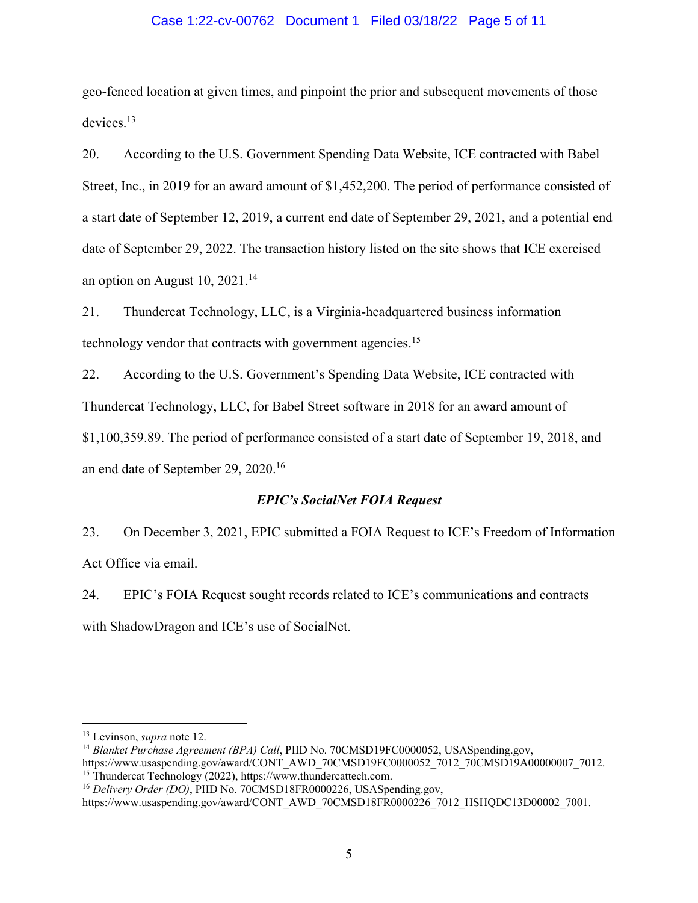geo-fenced location at given times, and pinpoint the prior and subsequent movements of those devices.[13]

20. According to the U.S. Government Spending Data Website, ICE contracted with Babel Street, Inc., in 2019 for an award amount of $1,452,200. The period of performance consisted of a start date of September 12, 2019, a current end date of September 29, 2021, and a potential end date of September 29, 2022. The transaction history listed on the site shows that ICE exercised an option on August 10, 2021.[14]

21. Thundercat Technology, LLC, is a Virginia-headquartered business information technology vendor that contracts with government agencies.[15]

22. According to the U.S. Government's Spending Data Website, ICE contracted with Thundercat Technology, LLC, for Babel Street software in 2018 for an award amount of $1,100,359.89. The period of performance consisted of a start date of September 19, 2018, and an end date of September 29, 2020.[16]

### *EPIC's SocialNet FOIA Request*

23. On December 3, 2021, EPIC submitted a FOIA Request to ICE's Freedom of Information Act Office via email.

24. EPIC's FOIA Request sought records related to ICE's communications and contracts with ShadowDragon and ICE's use of SocialNet.

---

[13] Levinson, *supra* note 12.

[14] *Blanket Purchase Agreement (BPA) Call*, PIID No. 70CMSD19FC0000052, USASpending.gov, https://www.usaspending.gov/award/CONT_AWD_70CMSD19FC0000052_7012_70CMSD19A00000007_7012.

[15] Thundercat Technology (2022), https://www.thundercattech.com.

[16] *Delivery Order (DO)*, PIID No. 70CMSD18FR0000226, USASpending.gov, https://www.usaspending.gov/award/CONT_AWD_70CMSD18FR0000226_7012_HSHQDC13D00002_7001.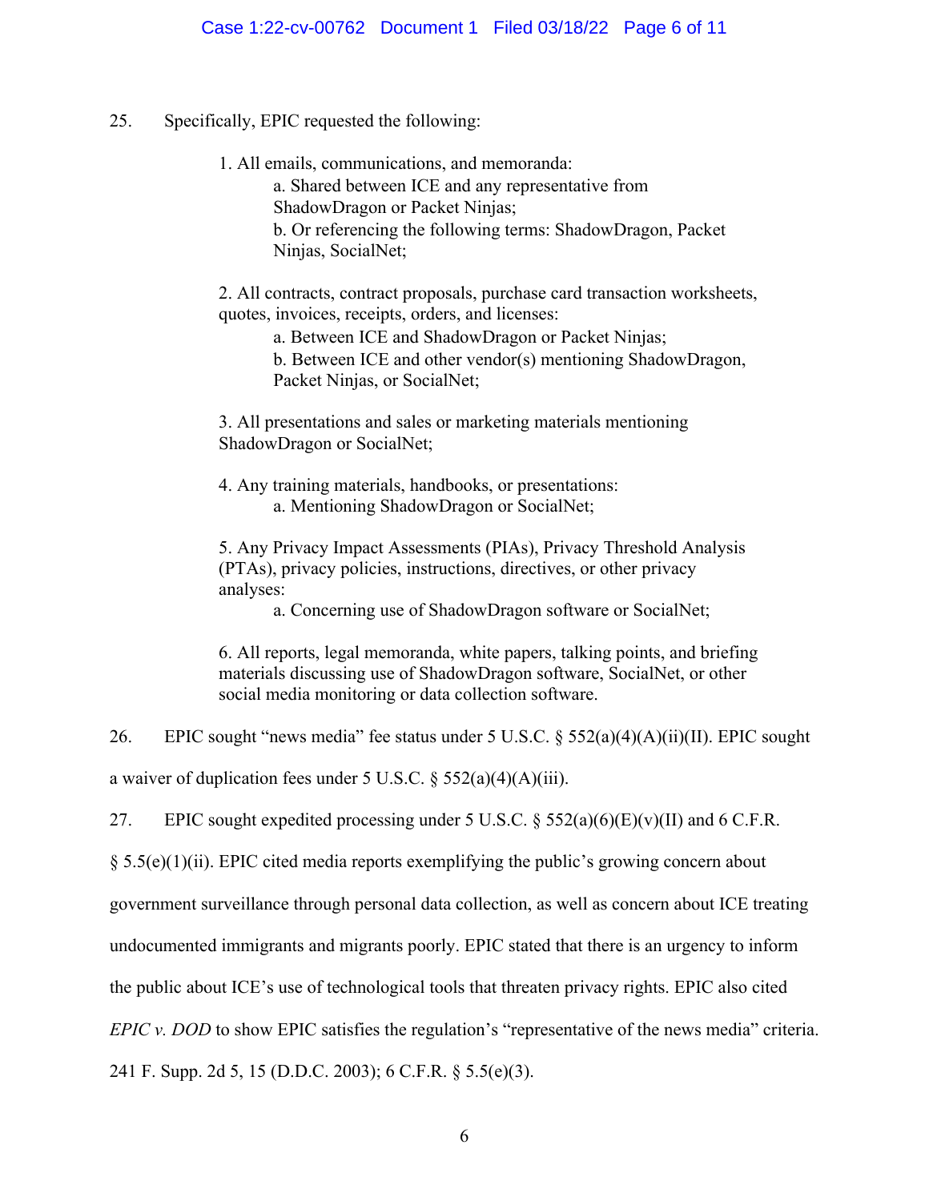25. Specifically, EPIC requested the following:

> 1. All emails, communications, and memoranda:
>     - a. Shared between ICE and any representative from ShadowDragon or Packet Ninjas;
>     - b. Or referencing the following terms: ShadowDragon, Packet Ninjas, SocialNet;
>
> 2. All contracts, contract proposals, purchase card transaction worksheets, quotes, invoices, receipts, orders, and licenses:
>     - a. Between ICE and ShadowDragon or Packet Ninjas;
>     - b. Between ICE and other vendor(s) mentioning ShadowDragon, Packet Ninjas, or SocialNet;
>
> 3. All presentations and sales or marketing materials mentioning ShadowDragon or SocialNet;
>
> 4. Any training materials, handbooks, or presentations:
>     - a. Mentioning ShadowDragon or SocialNet;
>
> 5. Any Privacy Impact Assessments (PIAs), Privacy Threshold Analysis (PTAs), privacy policies, instructions, directives, or other privacy analyses:
>     - a. Concerning use of ShadowDragon software or SocialNet;
>
> 6. All reports, legal memoranda, white papers, talking points, and briefing materials discussing use of ShadowDragon software, SocialNet, or other social media monitoring or data collection software.

26. EPIC sought "news media" fee status under 5 U.S.C. § 552(a)(4)(A)(ii)(II). EPIC sought a waiver of duplication fees under 5 U.S.C. § 552(a)(4)(A)(iii).

27. EPIC sought expedited processing under 5 U.S.C. § 552(a)(6)(E)(v)(II) and 6 C.F.R. § 5.5(e)(1)(ii). EPIC cited media reports exemplifying the public's growing concern about government surveillance through personal data collection, as well as concern about ICE treating undocumented immigrants and migrants poorly. EPIC stated that there is an urgency to inform the public about ICE's use of technological tools that threaten privacy rights. EPIC also cited *EPIC v. DOD* to show EPIC satisfies the regulation's "representative of the news media" criteria. 241 F. Supp. 2d 5, 15 (D.D.C. 2003); 6 C.F.R. § 5.5(e)(3).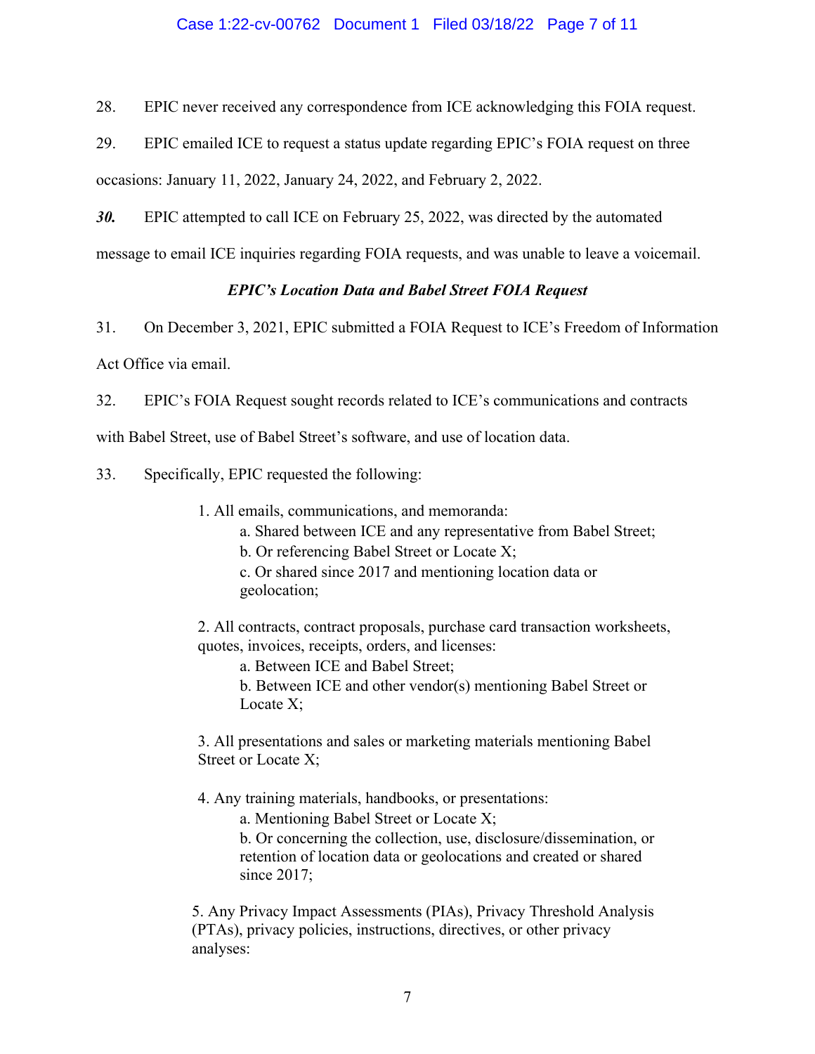28. EPIC never received any correspondence from ICE acknowledging this FOIA request.

29. EPIC emailed ICE to request a status update regarding EPIC's FOIA request on three occasions: January 11, 2022, January 24, 2022, and February 2, 2022.

***30.*** EPIC attempted to call ICE on February 25, 2022, was directed by the automated message to email ICE inquiries regarding FOIA requests, and was unable to leave a voicemail.

***EPIC's Location Data and Babel Street FOIA Request***

31. On December 3, 2021, EPIC submitted a FOIA Request to ICE's Freedom of Information Act Office via email.

32. EPIC's FOIA Request sought records related to ICE's communications and contracts with Babel Street, use of Babel Street's software, and use of location data.

33. Specifically, EPIC requested the following:

> 1. All emails, communications, and memoranda:
>     a. Shared between ICE and any representative from Babel Street;
>     b. Or referencing Babel Street or Locate X;
>     c. Or shared since 2017 and mentioning location data or geolocation;
>
> 2. All contracts, contract proposals, purchase card transaction worksheets, quotes, invoices, receipts, orders, and licenses:
>     a. Between ICE and Babel Street;
>     b. Between ICE and other vendor(s) mentioning Babel Street or Locate X;
>
> 3. All presentations and sales or marketing materials mentioning Babel Street or Locate X;
>
> 4. Any training materials, handbooks, or presentations:
>     a. Mentioning Babel Street or Locate X;
>     b. Or concerning the collection, use, disclosure/dissemination, or retention of location data or geolocations and created or shared since 2017;
>
> 5. Any Privacy Impact Assessments (PIAs), Privacy Threshold Analysis (PTAs), privacy policies, instructions, directives, or other privacy analyses: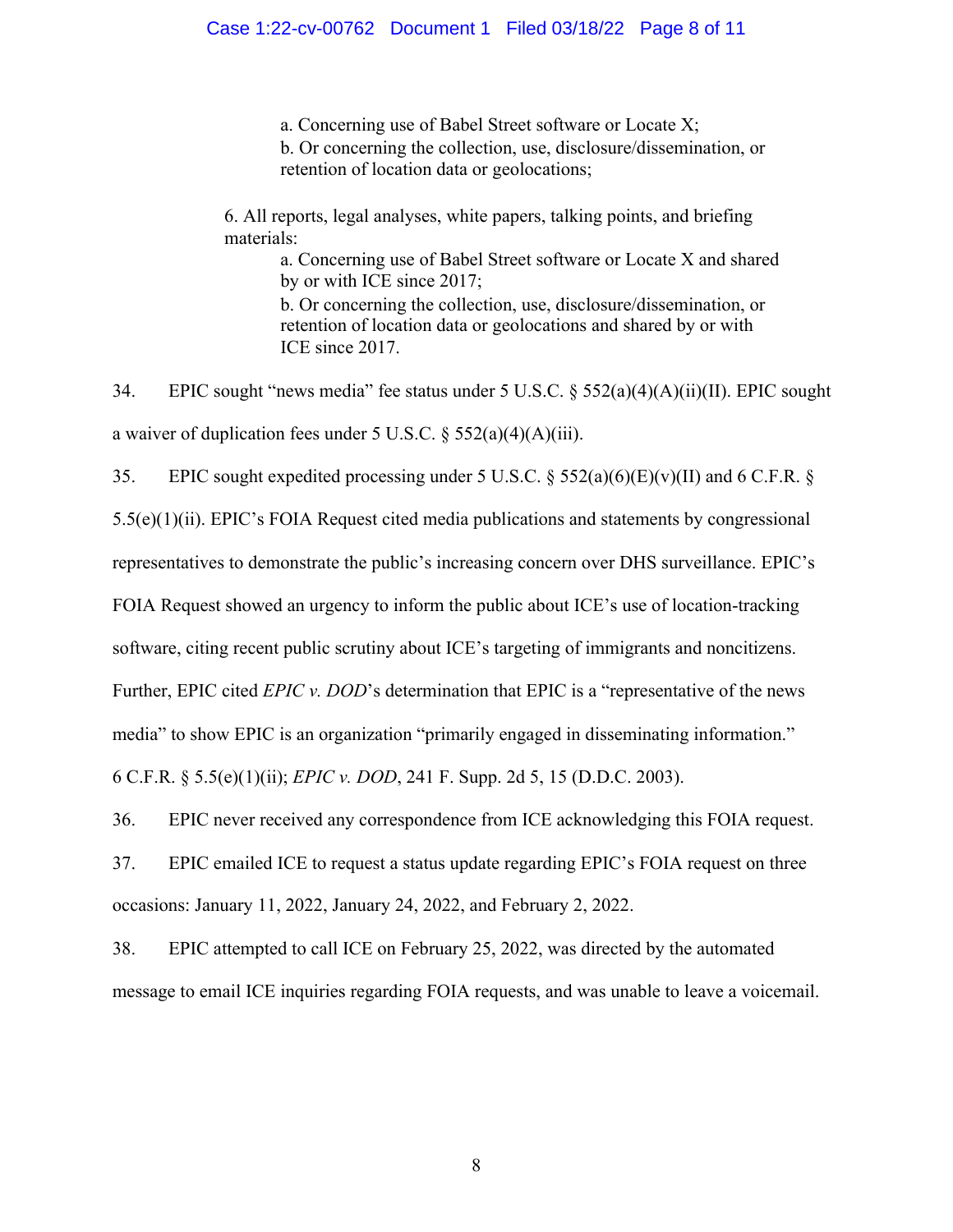a. Concerning use of Babel Street software or Locate X;
b. Or concerning the collection, use, disclosure/dissemination, or retention of location data or geolocations;

6. All reports, legal analyses, white papers, talking points, and briefing materials:
  a. Concerning use of Babel Street software or Locate X and shared by or with ICE since 2017;
  b. Or concerning the collection, use, disclosure/dissemination, or retention of location data or geolocations and shared by or with ICE since 2017.

34. EPIC sought "news media" fee status under 5 U.S.C. § 552(a)(4)(A)(ii)(II). EPIC sought a waiver of duplication fees under 5 U.S.C. § 552(a)(4)(A)(iii).

35. EPIC sought expedited processing under 5 U.S.C. § 552(a)(6)(E)(v)(II) and 6 C.F.R. § 5.5(e)(1)(ii). EPIC's FOIA Request cited media publications and statements by congressional representatives to demonstrate the public's increasing concern over DHS surveillance. EPIC's FOIA Request showed an urgency to inform the public about ICE's use of location-tracking software, citing recent public scrutiny about ICE's targeting of immigrants and noncitizens. Further, EPIC cited *EPIC v. DOD*'s determination that EPIC is a "representative of the news media" to show EPIC is an organization "primarily engaged in disseminating information." 6 C.F.R. § 5.5(e)(1)(ii); *EPIC v. DOD*, 241 F. Supp. 2d 5, 15 (D.D.C. 2003).

36. EPIC never received any correspondence from ICE acknowledging this FOIA request.

37. EPIC emailed ICE to request a status update regarding EPIC's FOIA request on three occasions: January 11, 2022, January 24, 2022, and February 2, 2022.

38. EPIC attempted to call ICE on February 25, 2022, was directed by the automated message to email ICE inquiries regarding FOIA requests, and was unable to leave a voicemail.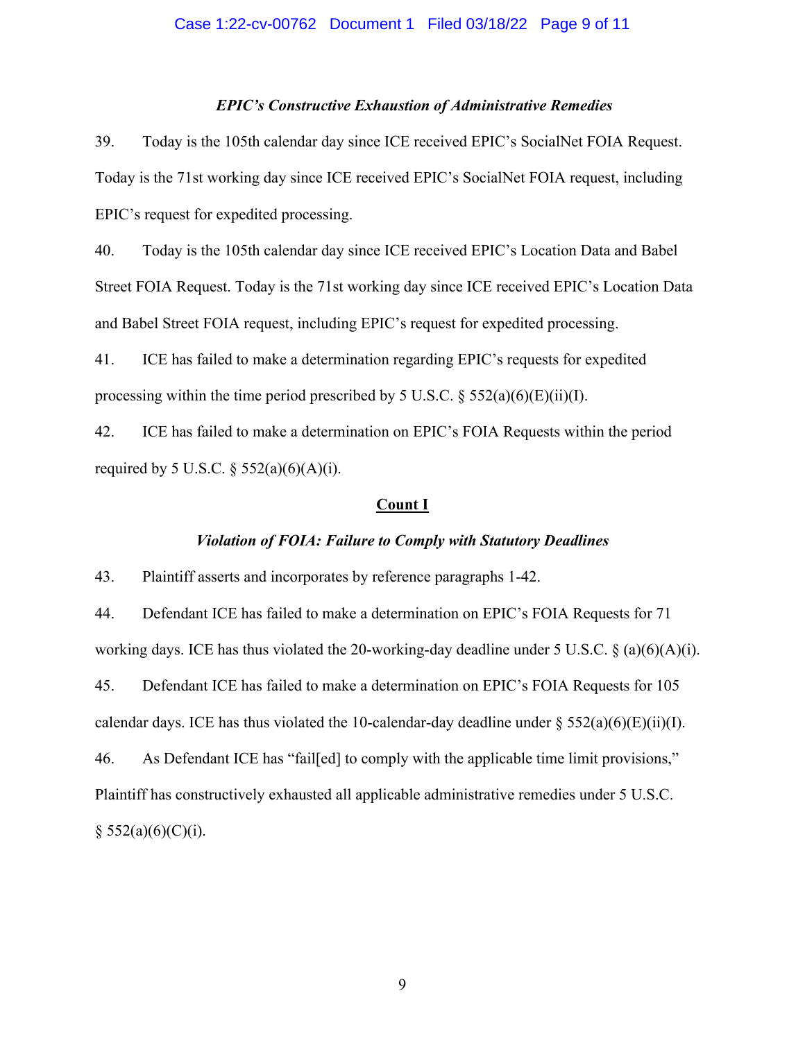*EPIC's Constructive Exhaustion of Administrative Remedies*

39. Today is the 105th calendar day since ICE received EPIC's SocialNet FOIA Request. Today is the 71st working day since ICE received EPIC's SocialNet FOIA request, including EPIC's request for expedited processing.

40. Today is the 105th calendar day since ICE received EPIC's Location Data and Babel Street FOIA Request. Today is the 71st working day since ICE received EPIC's Location Data and Babel Street FOIA request, including EPIC's request for expedited processing.

41. ICE has failed to make a determination regarding EPIC's requests for expedited processing within the time period prescribed by 5 U.S.C. § 552(a)(6)(E)(ii)(I).

42. ICE has failed to make a determination on EPIC's FOIA Requests within the period required by 5 U.S.C. § 552(a)(6)(A)(i).

**Count I**

*Violation of FOIA: Failure to Comply with Statutory Deadlines*

43. Plaintiff asserts and incorporates by reference paragraphs 1-42.

44. Defendant ICE has failed to make a determination on EPIC's FOIA Requests for 71 working days. ICE has thus violated the 20-working-day deadline under 5 U.S.C. § (a)(6)(A)(i).

45. Defendant ICE has failed to make a determination on EPIC's FOIA Requests for 105 calendar days. ICE has thus violated the 10-calendar-day deadline under § 552(a)(6)(E)(ii)(I).

46. As Defendant ICE has "fail[ed] to comply with the applicable time limit provisions," Plaintiff has constructively exhausted all applicable administrative remedies under 5 U.S.C. § 552(a)(6)(C)(i).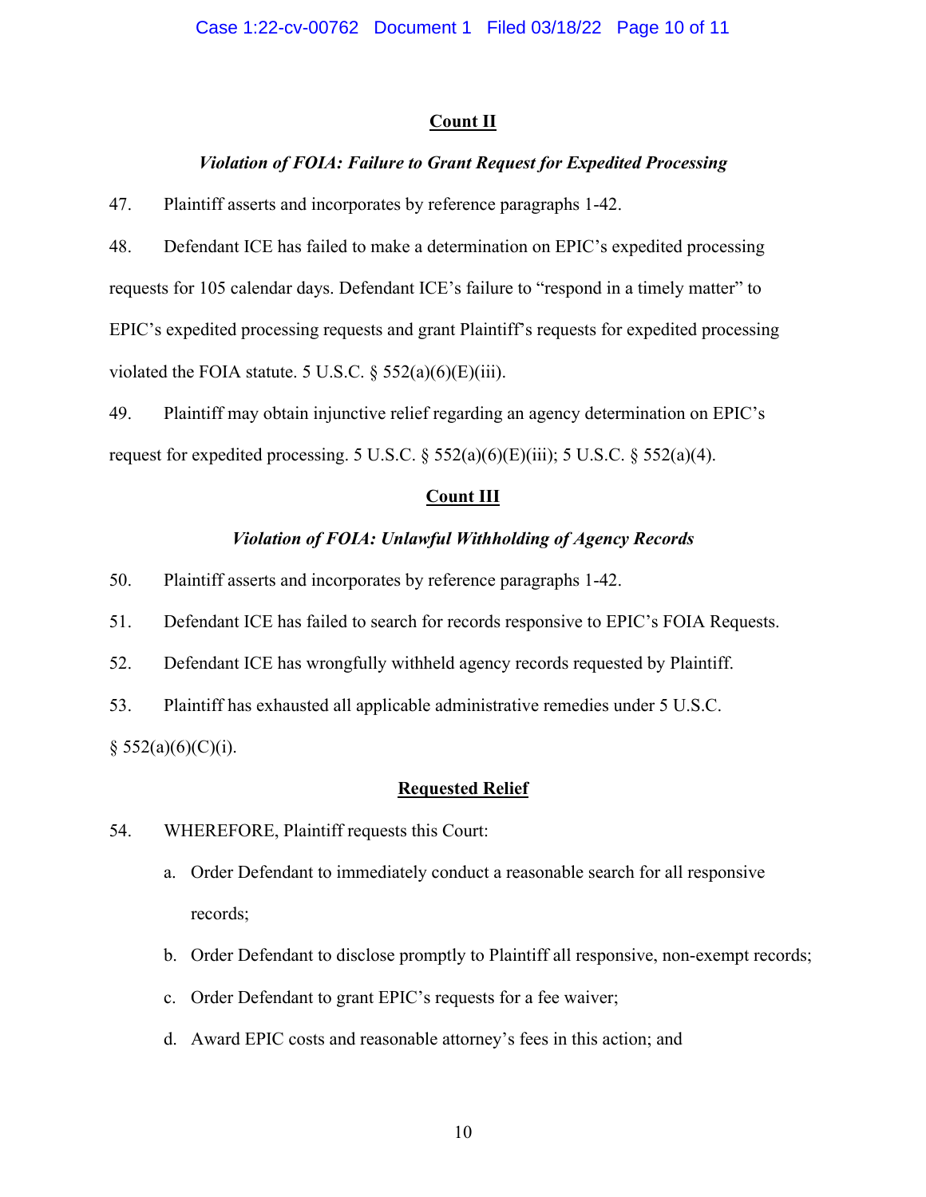## Count II

### *Violation of FOIA: Failure to Grant Request for Expedited Processing*

47. Plaintiff asserts and incorporates by reference paragraphs 1-42.

48. Defendant ICE has failed to make a determination on EPIC's expedited processing requests for 105 calendar days. Defendant ICE's failure to "respond in a timely matter" to EPIC's expedited processing requests and grant Plaintiff's requests for expedited processing violated the FOIA statute. 5 U.S.C. § 552(a)(6)(E)(iii).

49. Plaintiff may obtain injunctive relief regarding an agency determination on EPIC's request for expedited processing. 5 U.S.C. § 552(a)(6)(E)(iii); 5 U.S.C. § 552(a)(4).

## Count III

### *Violation of FOIA: Unlawful Withholding of Agency Records*

50. Plaintiff asserts and incorporates by reference paragraphs 1-42.

51. Defendant ICE has failed to search for records responsive to EPIC's FOIA Requests.

52. Defendant ICE has wrongfully withheld agency records requested by Plaintiff.

53. Plaintiff has exhausted all applicable administrative remedies under 5 U.S.C. § 552(a)(6)(C)(i).

## Requested Relief

54. WHEREFORE, Plaintiff requests this Court:

   a. Order Defendant to immediately conduct a reasonable search for all responsive records;

   b. Order Defendant to disclose promptly to Plaintiff all responsive, non-exempt records;

   c. Order Defendant to grant EPIC's requests for a fee waiver;

   d. Award EPIC costs and reasonable attorney's fees in this action; and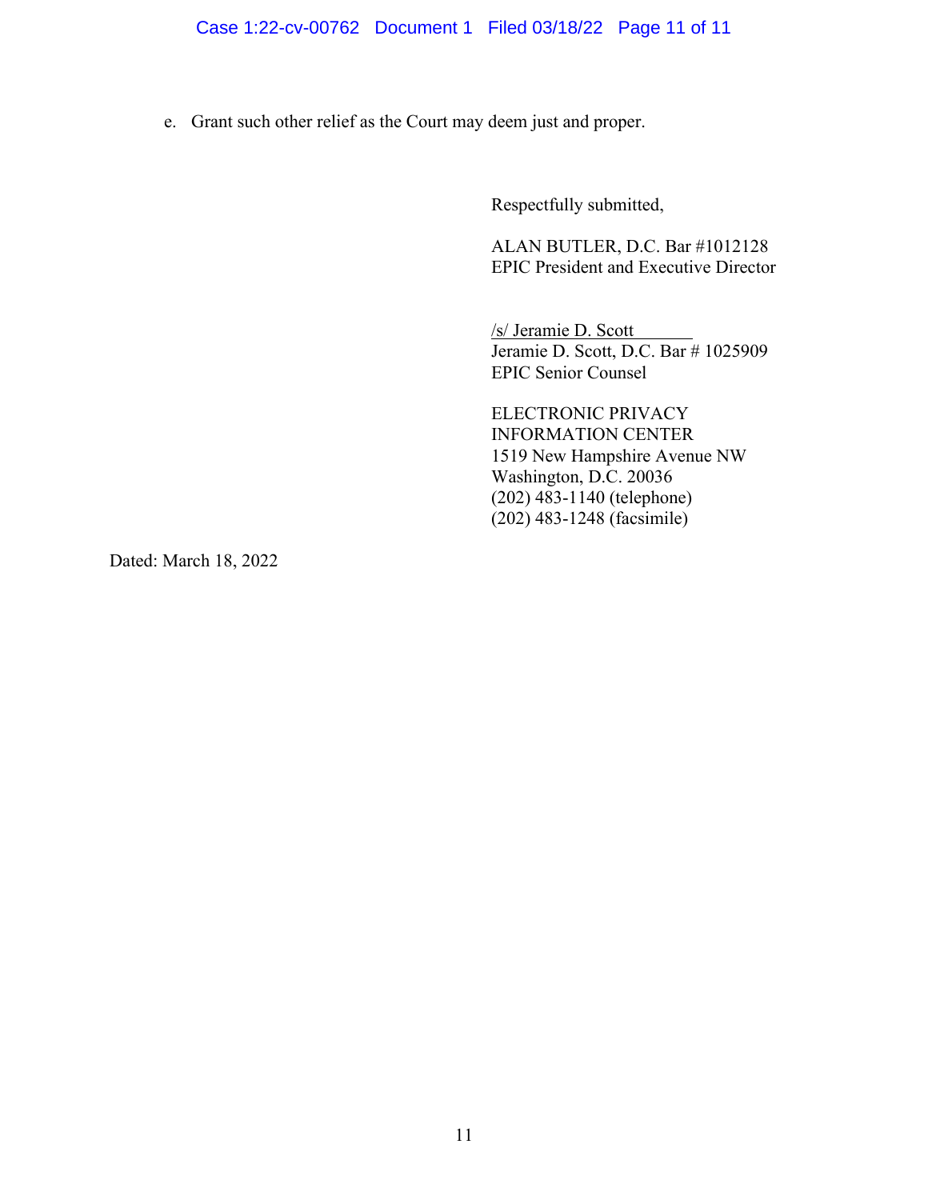e. Grant such other relief as the Court may deem just and proper.

Respectfully submitted,

ALAN BUTLER, D.C. Bar #1012128
EPIC President and Executive Director

/s/ Jeramie D. Scott
Jeramie D. Scott, D.C. Bar # 1025909
EPIC Senior Counsel

ELECTRONIC PRIVACY
INFORMATION CENTER
1519 New Hampshire Avenue NW
Washington, D.C. 20036
(202) 483-1140 (telephone)
(202) 483-1248 (facsimile)

Dated: March 18, 2022